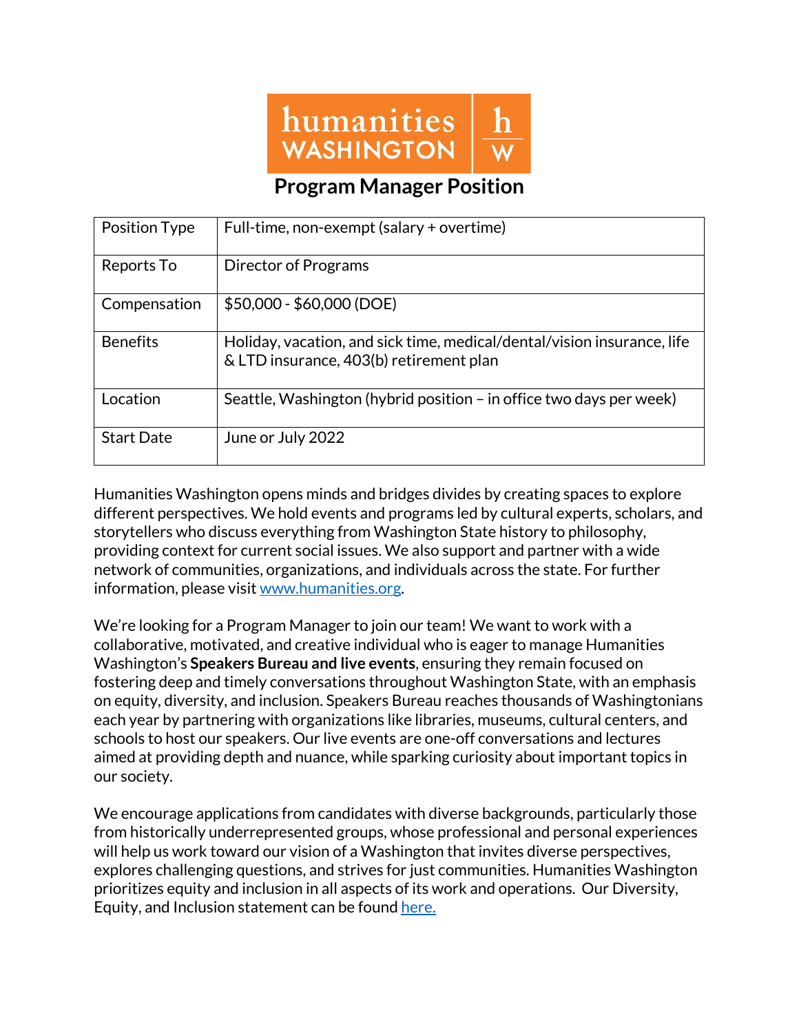humanities WASHINGTON | h w

# Program Manager Position

| Position Type | Full-time, non-exempt (salary + overtime) |
|---|---|
| Reports To | Director of Programs |
| Compensation | $50,000 - $60,000 (DOE) |
| Benefits | Holiday, vacation, and sick time, medical/dental/vision insurance, life & LTD insurance, 403(b) retirement plan |
| Location | Seattle, Washington (hybrid position – in office two days per week) |
| Start Date | June or July 2022 |

Humanities Washington opens minds and bridges divides by creating spaces to explore different perspectives. We hold events and programs led by cultural experts, scholars, and storytellers who discuss everything from Washington State history to philosophy, providing context for current social issues. We also support and partner with a wide network of communities, organizations, and individuals across the state. For further information, please visit [www.humanities.org](http://www.humanities.org).

We're looking for a Program Manager to join our team! We want to work with a collaborative, motivated, and creative individual who is eager to manage Humanities Washington's **Speakers Bureau and live events**, ensuring they remain focused on fostering deep and timely conversations throughout Washington State, with an emphasis on equity, diversity, and inclusion. Speakers Bureau reaches thousands of Washingtonians each year by partnering with organizations like libraries, museums, cultural centers, and schools to host our speakers. Our live events are one-off conversations and lectures aimed at providing depth and nuance, while sparking curiosity about important topics in our society.

We encourage applications from candidates with diverse backgrounds, particularly those from historically underrepresented groups, whose professional and personal experiences will help us work toward our vision of a Washington that invites diverse perspectives, explores challenging questions, and strives for just communities. Humanities Washington prioritizes equity and inclusion in all aspects of its work and operations. Our Diversity, Equity, and Inclusion statement can be found here.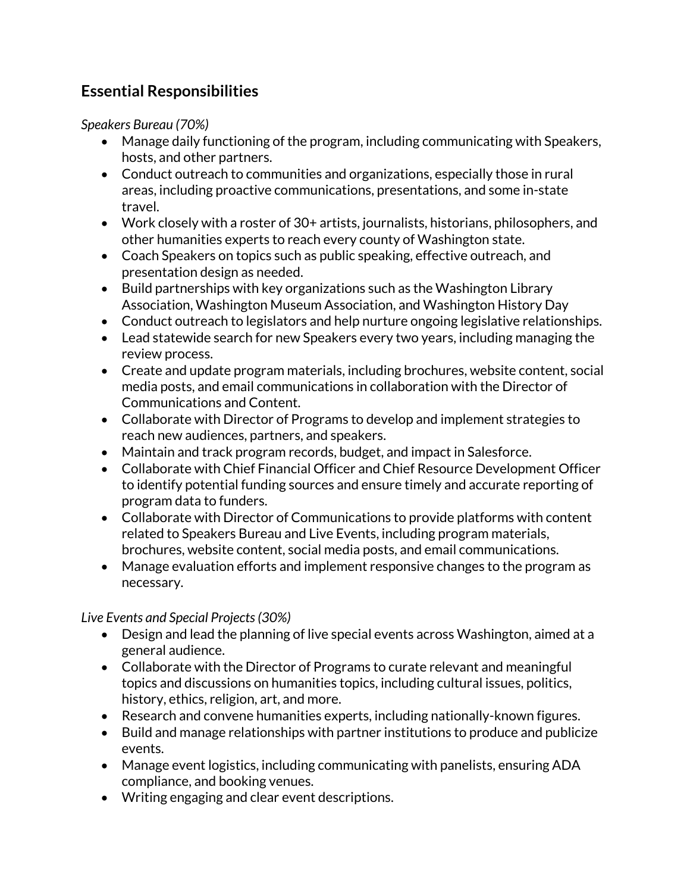## Essential Responsibilities

*Speakers Bureau (70%)*

- Manage daily functioning of the program, including communicating with Speakers, hosts, and other partners.
- Conduct outreach to communities and organizations, especially those in rural areas, including proactive communications, presentations, and some in-state travel.
- Work closely with a roster of 30+ artists, journalists, historians, philosophers, and other humanities experts to reach every county of Washington state.
- Coach Speakers on topics such as public speaking, effective outreach, and presentation design as needed.
- Build partnerships with key organizations such as the Washington Library Association, Washington Museum Association, and Washington History Day
- Conduct outreach to legislators and help nurture ongoing legislative relationships.
- Lead statewide search for new Speakers every two years, including managing the review process.
- Create and update program materials, including brochures, website content, social media posts, and email communications in collaboration with the Director of Communications and Content.
- Collaborate with Director of Programs to develop and implement strategies to reach new audiences, partners, and speakers.
- Maintain and track program records, budget, and impact in Salesforce.
- Collaborate with Chief Financial Officer and Chief Resource Development Officer to identify potential funding sources and ensure timely and accurate reporting of program data to funders.
- Collaborate with Director of Communications to provide platforms with content related to Speakers Bureau and Live Events, including program materials, brochures, website content, social media posts, and email communications.
- Manage evaluation efforts and implement responsive changes to the program as necessary.

*Live Events and Special Projects (30%)*

- Design and lead the planning of live special events across Washington, aimed at a general audience.
- Collaborate with the Director of Programs to curate relevant and meaningful topics and discussions on humanities topics, including cultural issues, politics, history, ethics, religion, art, and more.
- Research and convene humanities experts, including nationally-known figures.
- Build and manage relationships with partner institutions to produce and publicize events.
- Manage event logistics, including communicating with panelists, ensuring ADA compliance, and booking venues.
- Writing engaging and clear event descriptions.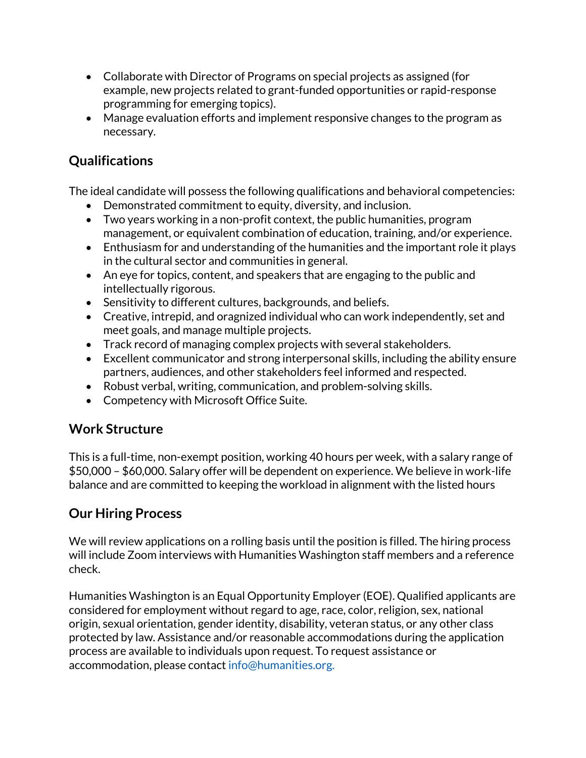- Collaborate with Director of Programs on special projects as assigned (for example, new projects related to grant-funded opportunities or rapid-response programming for emerging topics).
- Manage evaluation efforts and implement responsive changes to the program as necessary.

## Qualifications

The ideal candidate will possess the following qualifications and behavioral competencies:

- Demonstrated commitment to equity, diversity, and inclusion.
- Two years working in a non-profit context, the public humanities, program management, or equivalent combination of education, training, and/or experience.
- Enthusiasm for and understanding of the humanities and the important role it plays in the cultural sector and communities in general.
- An eye for topics, content, and speakers that are engaging to the public and intellectually rigorous.
- Sensitivity to different cultures, backgrounds, and beliefs.
- Creative, intrepid, and oragnized individual who can work independently, set and meet goals, and manage multiple projects.
- Track record of managing complex projects with several stakeholders.
- Excellent communicator and strong interpersonal skills, including the ability ensure partners, audiences, and other stakeholders feel informed and respected.
- Robust verbal, writing, communication, and problem-solving skills.
- Competency with Microsoft Office Suite.

## Work Structure

This is a full-time, non-exempt position, working 40 hours per week, with a salary range of $50,000 – $60,000. Salary offer will be dependent on experience. We believe in work-life balance and are committed to keeping the workload in alignment with the listed hours

## Our Hiring Process

We will review applications on a rolling basis until the position is filled. The hiring process will include Zoom interviews with Humanities Washington staff members and a reference check.

Humanities Washington is an Equal Opportunity Employer (EOE). Qualified applicants are considered for employment without regard to age, race, color, religion, sex, national origin, sexual orientation, gender identity, disability, veteran status, or any other class protected by law. Assistance and/or reasonable accommodations during the application process are available to individuals upon request. To request assistance or accommodation, please contact info@humanities.org.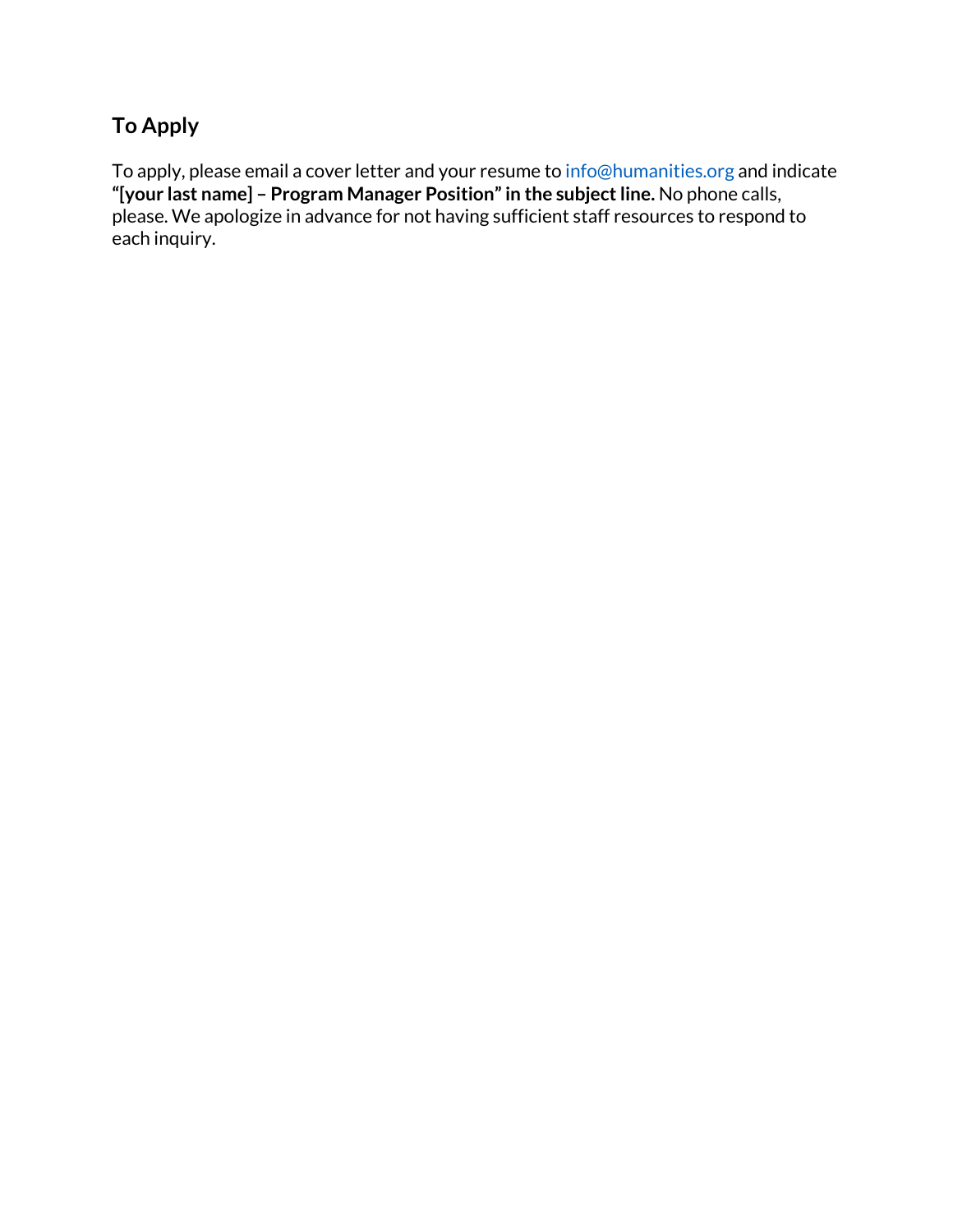## To Apply

To apply, please email a cover letter and your resume to info@humanities.org and indicate **“[your last name] – Program Manager Position” in the subject line.** No phone calls, please. We apologize in advance for not having sufficient staff resources to respond to each inquiry.